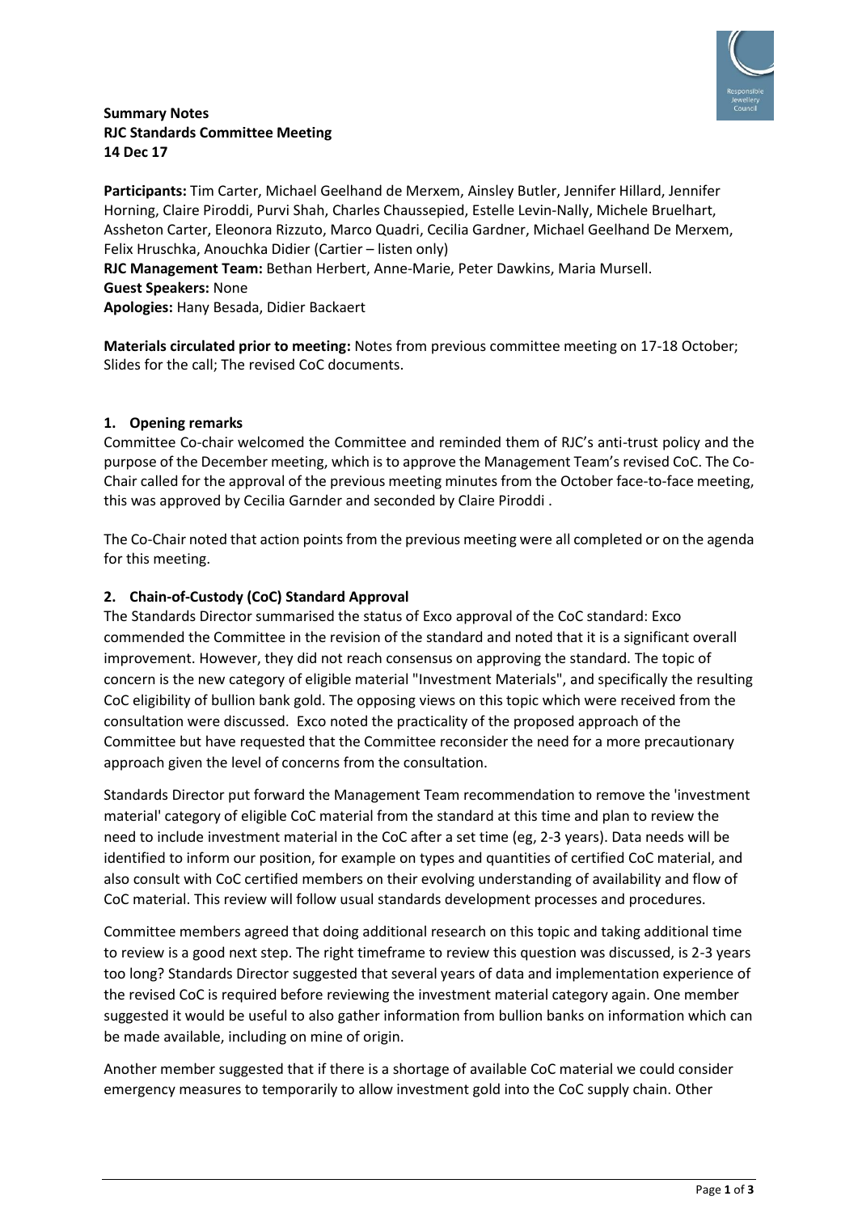**Summary Notes**
**RJC Standards Committee Meeting**
**14 Dec 17**

**Participants:** Tim Carter, Michael Geelhand de Merxem, Ainsley Butler, Jennifer Hillard, Jennifer Horning, Claire Piroddi, Purvi Shah, Charles Chaussepied, Estelle Levin-Nally, Michele Bruelhart, Assheton Carter, Eleonora Rizzuto, Marco Quadri, Cecilia Gardner, Michael Geelhand De Merxem, Felix Hruschka, Anouchka Didier (Cartier – listen only)
**RJC Management Team:** Bethan Herbert, Anne-Marie, Peter Dawkins, Maria Mursell.
**Guest Speakers:** None
**Apologies:** Hany Besada, Didier Backaert

**Materials circulated prior to meeting:** Notes from previous committee meeting on 17-18 October; Slides for the call; The revised CoC documents.

## 1. Opening remarks

Committee Co-chair welcomed the Committee and reminded them of RJC's anti-trust policy and the purpose of the December meeting, which is to approve the Management Team's revised CoC. The Co-Chair called for the approval of the previous meeting minutes from the October face-to-face meeting, this was approved by Cecilia Garnder and seconded by Claire Piroddi .

The Co-Chair noted that action points from the previous meeting were all completed or on the agenda for this meeting.

## 2. Chain-of-Custody (CoC) Standard Approval

The Standards Director summarised the status of Exco approval of the CoC standard: Exco commended the Committee in the revision of the standard and noted that it is a significant overall improvement. However, they did not reach consensus on approving the standard. The topic of concern is the new category of eligible material "Investment Materials", and specifically the resulting CoC eligibility of bullion bank gold. The opposing views on this topic which were received from the consultation were discussed. Exco noted the practicality of the proposed approach of the Committee but have requested that the Committee reconsider the need for a more precautionary approach given the level of concerns from the consultation.

Standards Director put forward the Management Team recommendation to remove the 'investment material' category of eligible CoC material from the standard at this time and plan to review the need to include investment material in the CoC after a set time (eg, 2-3 years). Data needs will be identified to inform our position, for example on types and quantities of certified CoC material, and also consult with CoC certified members on their evolving understanding of availability and flow of CoC material. This review will follow usual standards development processes and procedures.

Committee members agreed that doing additional research on this topic and taking additional time to review is a good next step. The right timeframe to review this question was discussed, is 2-3 years too long? Standards Director suggested that several years of data and implementation experience of the revised CoC is required before reviewing the investment material category again. One member suggested it would be useful to also gather information from bullion banks on information which can be made available, including on mine of origin.

Another member suggested that if there is a shortage of available CoC material we could consider emergency measures to temporarily to allow investment gold into the CoC supply chain. Other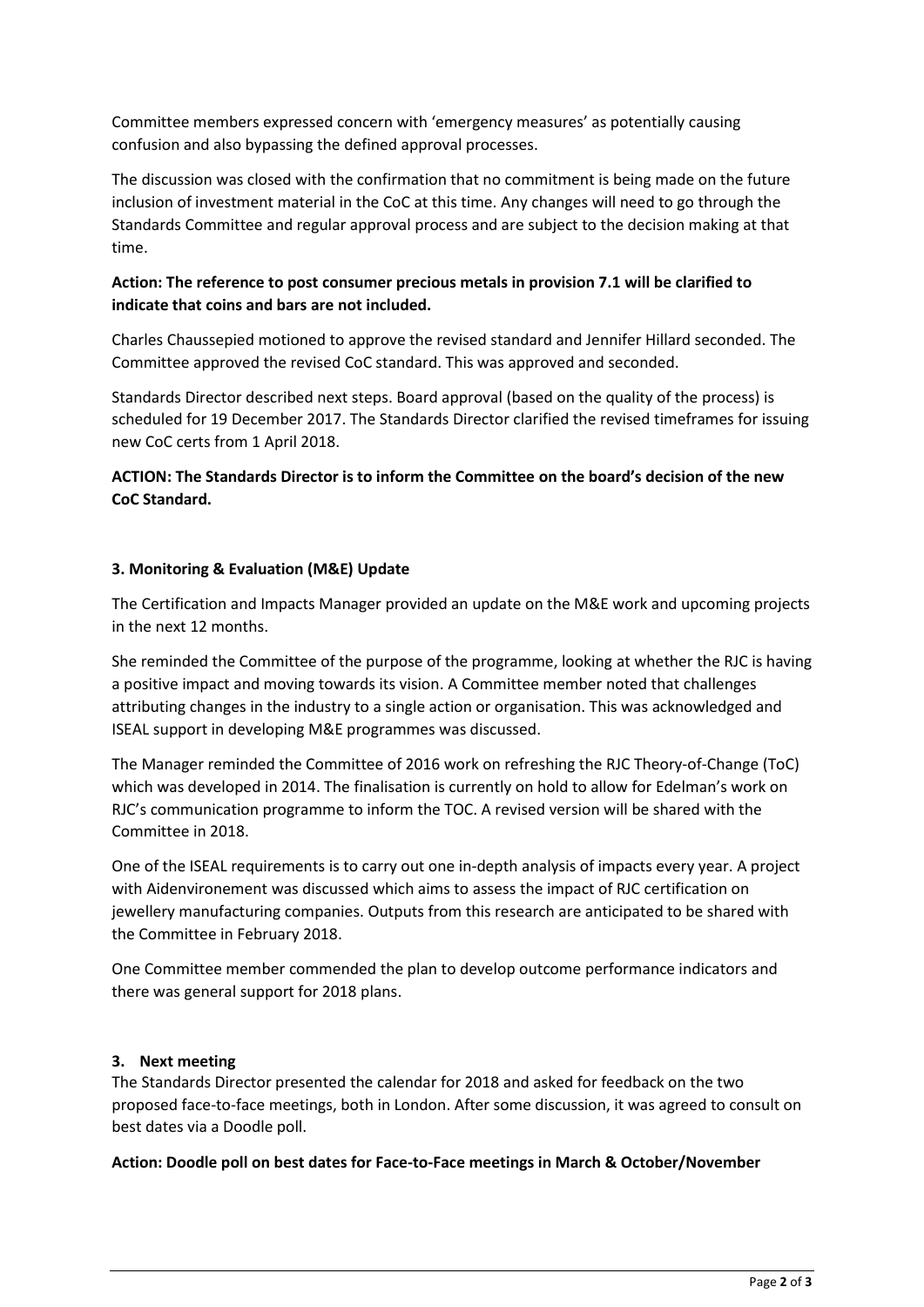Committee members expressed concern with 'emergency measures' as potentially causing confusion and also bypassing the defined approval processes.

The discussion was closed with the confirmation that no commitment is being made on the future inclusion of investment material in the CoC at this time. Any changes will need to go through the Standards Committee and regular approval process and are subject to the decision making at that time.

**Action: The reference to post consumer precious metals in provision 7.1 will be clarified to indicate that coins and bars are not included.**

Charles Chaussepied motioned to approve the revised standard and Jennifer Hillard seconded. The Committee approved the revised CoC standard. This was approved and seconded.

Standards Director described next steps. Board approval (based on the quality of the process) is scheduled for 19 December 2017. The Standards Director clarified the revised timeframes for issuing new CoC certs from 1 April 2018.

**ACTION: The Standards Director is to inform the Committee on the board's decision of the new CoC Standard.**

### 3. Monitoring & Evaluation (M&E) Update

The Certification and Impacts Manager provided an update on the M&E work and upcoming projects in the next 12 months.

She reminded the Committee of the purpose of the programme, looking at whether the RJC is having a positive impact and moving towards its vision. A Committee member noted that challenges attributing changes in the industry to a single action or organisation. This was acknowledged and ISEAL support in developing M&E programmes was discussed.

The Manager reminded the Committee of 2016 work on refreshing the RJC Theory-of-Change (ToC) which was developed in 2014. The finalisation is currently on hold to allow for Edelman's work on RJC's communication programme to inform the TOC. A revised version will be shared with the Committee in 2018.

One of the ISEAL requirements is to carry out one in-depth analysis of impacts every year. A project with Aidenvironement was discussed which aims to assess the impact of RJC certification on jewellery manufacturing companies. Outputs from this research are anticipated to be shared with the Committee in February 2018.

One Committee member commended the plan to develop outcome performance indicators and there was general support for 2018 plans.

### 3. Next meeting

The Standards Director presented the calendar for 2018 and asked for feedback on the two proposed face-to-face meetings, both in London. After some discussion, it was agreed to consult on best dates via a Doodle poll.

**Action: Doodle poll on best dates for Face-to-Face meetings in March & October/November**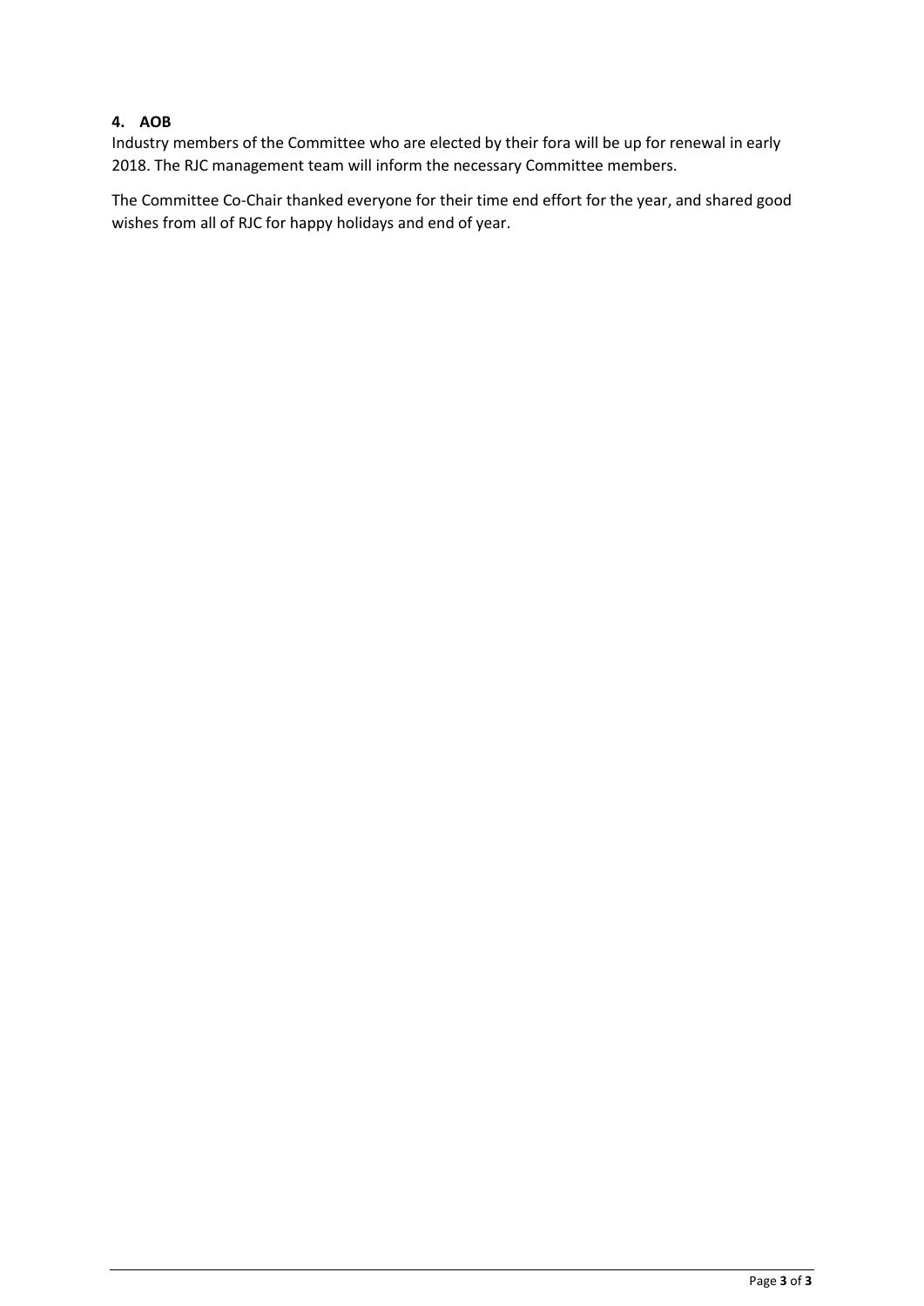#### 4. AOB

Industry members of the Committee who are elected by their fora will be up for renewal in early 2018. The RJC management team will inform the necessary Committee members.

The Committee Co-Chair thanked everyone for their time end effort for the year, and shared good wishes from all of RJC for happy holidays and end of year.